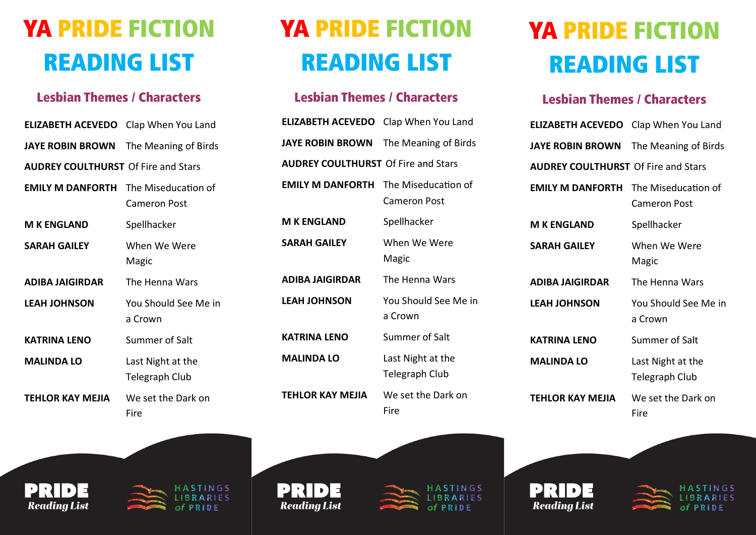# YA PRIDE FICTION READING LIST

## Lesbian Themes / Characters

| Author | Title |
| --- | --- |
| **ELIZABETH ACEVEDO** | Clap When You Land |
| **JAYE ROBIN BROWN** | The Meaning of Birds |
| **AUDREY COULTHURST** | Of Fire and Stars |
| **EMILY M DANFORTH** | The Miseducation of Cameron Post |
| **M K ENGLAND** | Spellhacker |
| **SARAH GAILEY** | When We Were Magic |
| **ADIBA JAIGIRDAR** | The Henna Wars |
| **LEAH JOHNSON** | You Should See Me in a Crown |
| **KATRINA LENO** | Summer of Salt |
| **MALINDA LO** | Last Night at the Telegraph Club |
| **TEHLOR KAY MEJIA** | We set the Dark on Fire |

**PRIDE** *Reading List*

HASTINGS LIBRARIES *of* PRIDE

# YA PRIDE FICTION READING LIST

## Lesbian Themes / Characters

| Author | Title |
| --- | --- |
| **ELIZABETH ACEVEDO** | Clap When You Land |
| **JAYE ROBIN BROWN** | The Meaning of Birds |
| **AUDREY COULTHURST** | Of Fire and Stars |
| **EMILY M DANFORTH** | The Miseducation of Cameron Post |
| **M K ENGLAND** | Spellhacker |
| **SARAH GAILEY** | When We Were Magic |
| **ADIBA JAIGIRDAR** | The Henna Wars |
| **LEAH JOHNSON** | You Should See Me in a Crown |
| **KATRINA LENO** | Summer of Salt |
| **MALINDA LO** | Last Night at the Telegraph Club |
| **TEHLOR KAY MEJIA** | We set the Dark on Fire |

**PRIDE** *Reading List*

HASTINGS LIBRARIES *of* PRIDE

# YA PRIDE FICTION READING LIST

## Lesbian Themes / Characters

| Author | Title |
| --- | --- |
| **ELIZABETH ACEVEDO** | Clap When You Land |
| **JAYE ROBIN BROWN** | The Meaning of Birds |
| **AUDREY COULTHURST** | Of Fire and Stars |
| **EMILY M DANFORTH** | The Miseducation of Cameron Post |
| **M K ENGLAND** | Spellhacker |
| **SARAH GAILEY** | When We Were Magic |
| **ADIBA JAIGIRDAR** | The Henna Wars |
| **LEAH JOHNSON** | You Should See Me in a Crown |
| **KATRINA LENO** | Summer of Salt |
| **MALINDA LO** | Last Night at the Telegraph Club |
| **TEHLOR KAY MEJIA** | We set the Dark on Fire |

**PRIDE** *Reading List*

HASTINGS LIBRARIES *of* PRIDE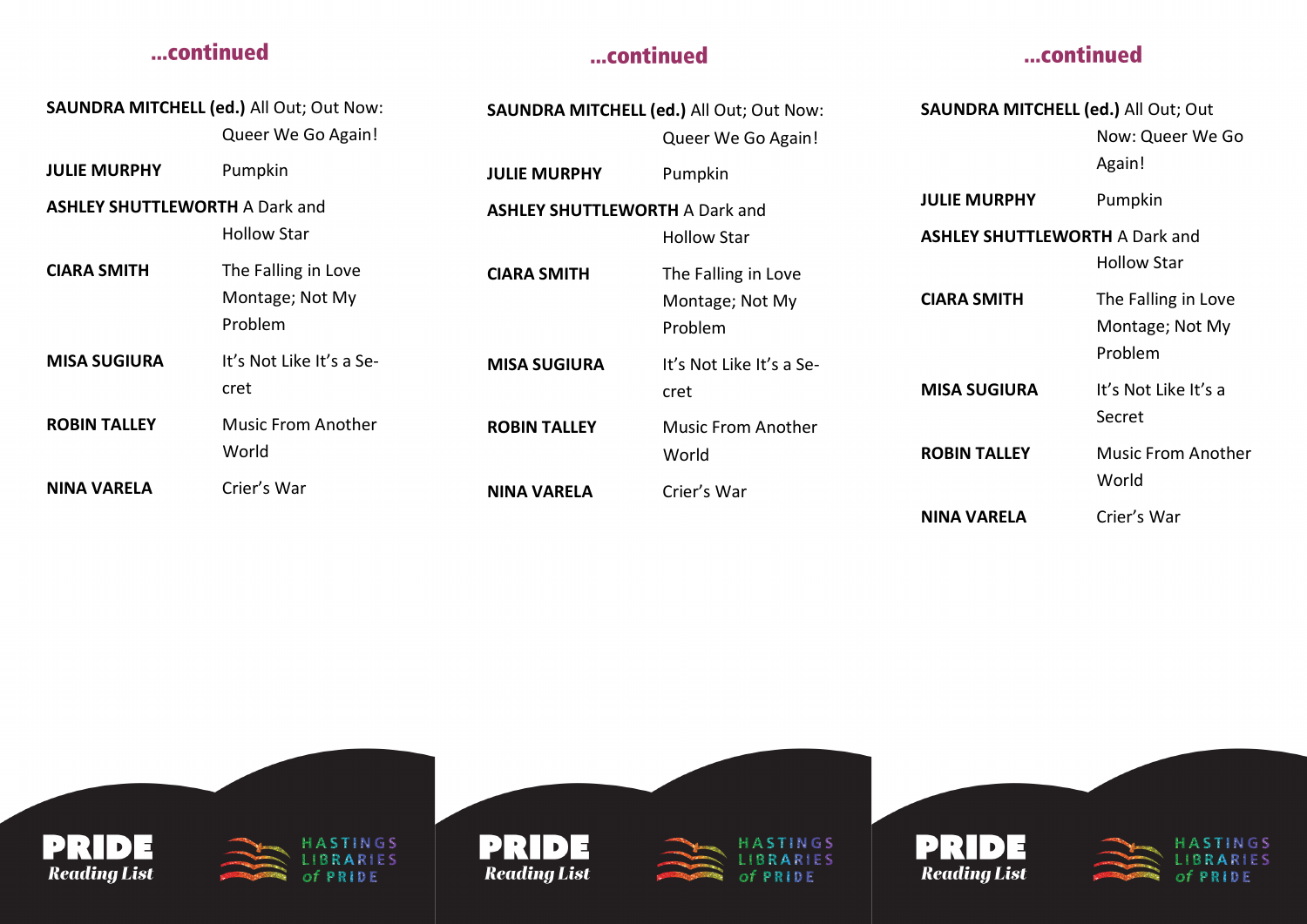## ...continued

**SAUNDRA MITCHELL (ed.)** All Out; Out Now: Queer We Go Again!

**JULIE MURPHY** Pumpkin

**ASHLEY SHUTTLEWORTH** A Dark and Hollow Star

**CIARA SMITH** The Falling in Love Montage; Not My Problem

**MISA SUGIURA** It's Not Like It's a Secret

**ROBIN TALLEY** Music From Another World

**NINA VARELA** Crier's War

**PRIDE**
*Reading List*

HASTINGS LIBRARIES of PRIDE

## ...continued

**SAUNDRA MITCHELL (ed.)** All Out; Out Now: Queer We Go Again!

**JULIE MURPHY** Pumpkin

**ASHLEY SHUTTLEWORTH** A Dark and Hollow Star

**CIARA SMITH** The Falling in Love Montage; Not My Problem

**MISA SUGIURA** It's Not Like It's a Secret

**ROBIN TALLEY** Music From Another World

**NINA VARELA** Crier's War

**PRIDE**
*Reading List*

HASTINGS LIBRARIES of PRIDE

## ...continued

**SAUNDRA MITCHELL (ed.)** All Out; Out Now: Queer We Go Again!

**JULIE MURPHY** Pumpkin

**ASHLEY SHUTTLEWORTH** A Dark and Hollow Star

**CIARA SMITH** The Falling in Love Montage; Not My Problem

**MISA SUGIURA** It's Not Like It's a Secret

**ROBIN TALLEY** Music From Another World

**NINA VARELA** Crier's War

**PRIDE**
*Reading List*

HASTINGS LIBRARIES of PRIDE